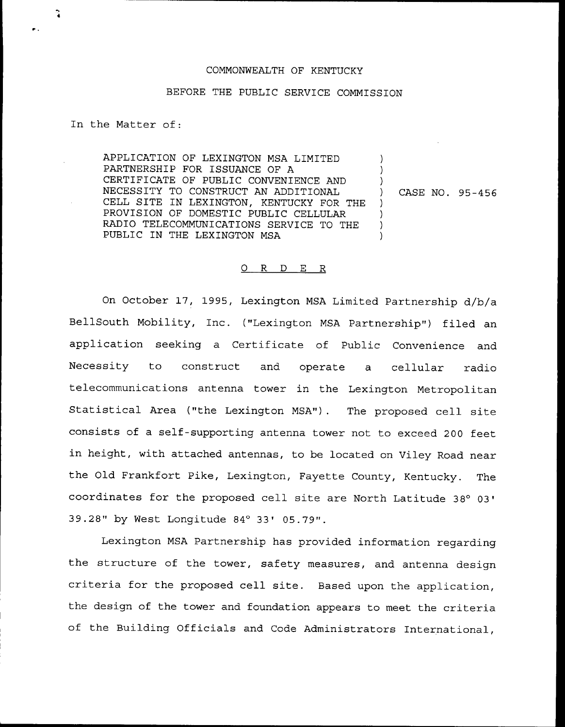COMMONWEALTH OF KENTUCKY

BEFORE THE PUBLIC SERVICE COMMISSION

In the Matter of:

| | | |
|---|---|---|
| APPLICATION OF LEXINGTON MSA LIMITED PARTNERSHIP FOR ISSUANCE OF A CERTIFICATE OF PUBLIC CONVENIENCE AND NECESSITY TO CONSTRUCT AN ADDITIONAL CELL SITE IN LEXINGTON, KENTUCKY FOR THE PROVISION OF DOMESTIC PUBLIC CELLULAR RADIO TELECOMMUNICATIONS SERVICE TO THE PUBLIC IN THE LEXINGTON MSA | ) | CASE NO. 95-456 |

## O R D E R

On October 17, 1995, Lexington MSA Limited Partnership d/b/a BellSouth Mobility, Inc. ("Lexington MSA Partnership") filed an application seeking a Certificate of Public Convenience and Necessity to construct and operate a cellular radio telecommunications antenna tower in the Lexington Metropolitan Statistical Area ("the Lexington MSA"). The proposed cell site consists of a self-supporting antenna tower not to exceed 200 feet in height, with attached antennas, to be located on Viley Road near the Old Frankfort Pike, Lexington, Fayette County, Kentucky. The coordinates for the proposed cell site are North Latitude 38° 03' 39.28" by West Longitude 84° 33' 05.79".

Lexington MSA Partnership has provided information regarding the structure of the tower, safety measures, and antenna design criteria for the proposed cell site. Based upon the application, the design of the tower and foundation appears to meet the criteria of the Building Officials and Code Administrators International,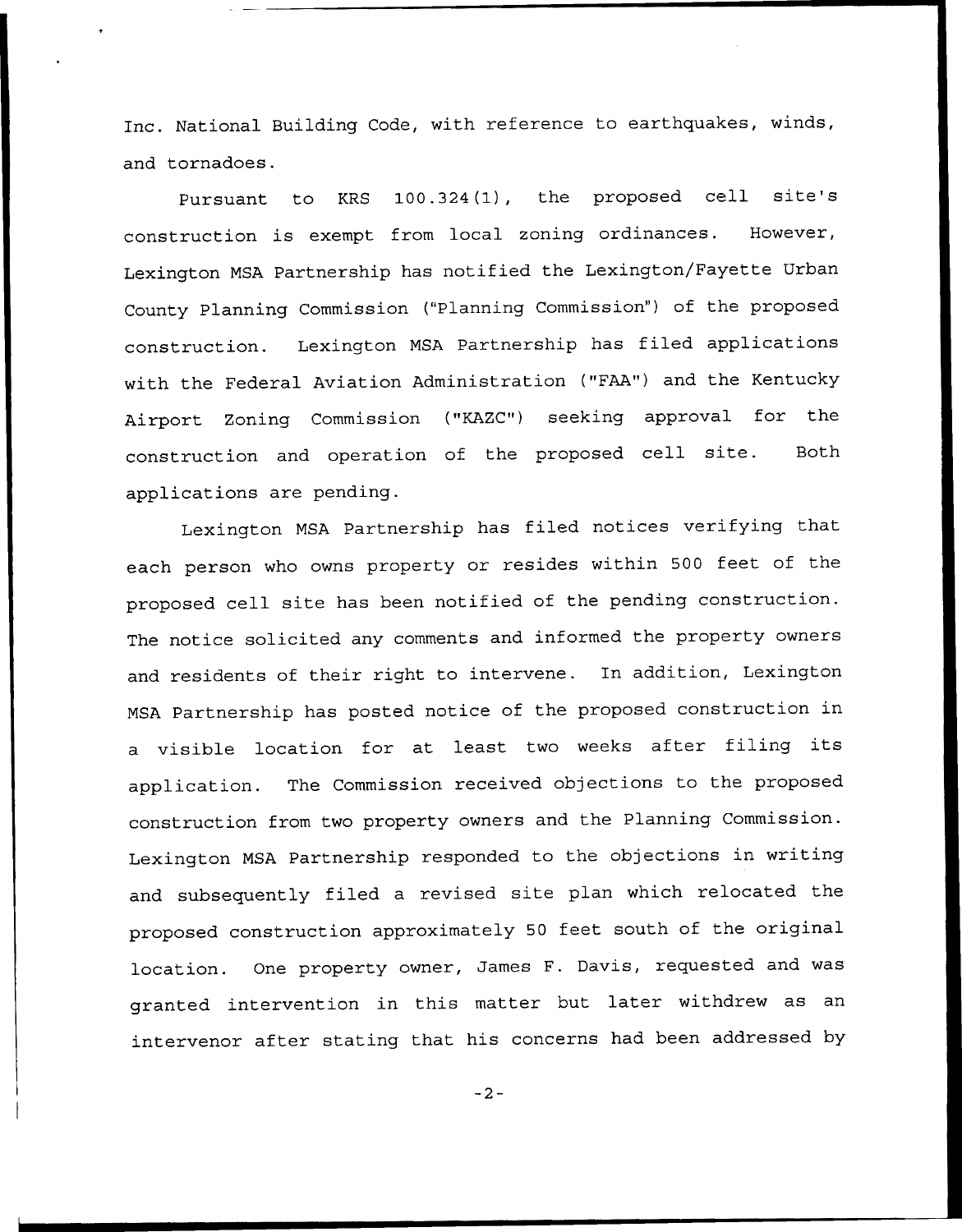Inc. National Building Code, with reference to earthquakes, winds, and tornadoes.

Pursuant to KRS 100.324(1), the proposed cell site's construction is exempt from local zoning ordinances. However, Lexington MSA Partnership has notified the Lexington/Fayette Urban County Planning Commission ("Planning Commission") of the proposed construction. Lexington MSA Partnership has filed applications with the Federal Aviation Administration ("FAA") and the Kentucky Airport Zoning Commission ("KAZC") seeking approval for the construction and operation of the proposed cell site. Both applications are pending.

Lexington MSA Partnership has filed notices verifying that each person who owns property or resides within 500 feet of the proposed cell site has been notified of the pending construction. The notice solicited any comments and informed the property owners and residents of their right to intervene. In addition, Lexington MSA Partnership has posted notice of the proposed construction in a visible location for at least two weeks after filing its application. The Commission received objections to the proposed construction from two property owners and the Planning Commission. Lexington MSA Partnership responded to the objections in writing and subsequently filed a revised site plan which relocated the proposed construction approximately 50 feet south of the original location. One property owner, James F. Davis, requested and was granted intervention in this matter but later withdrew as an intervenor after stating that his concerns had been addressed by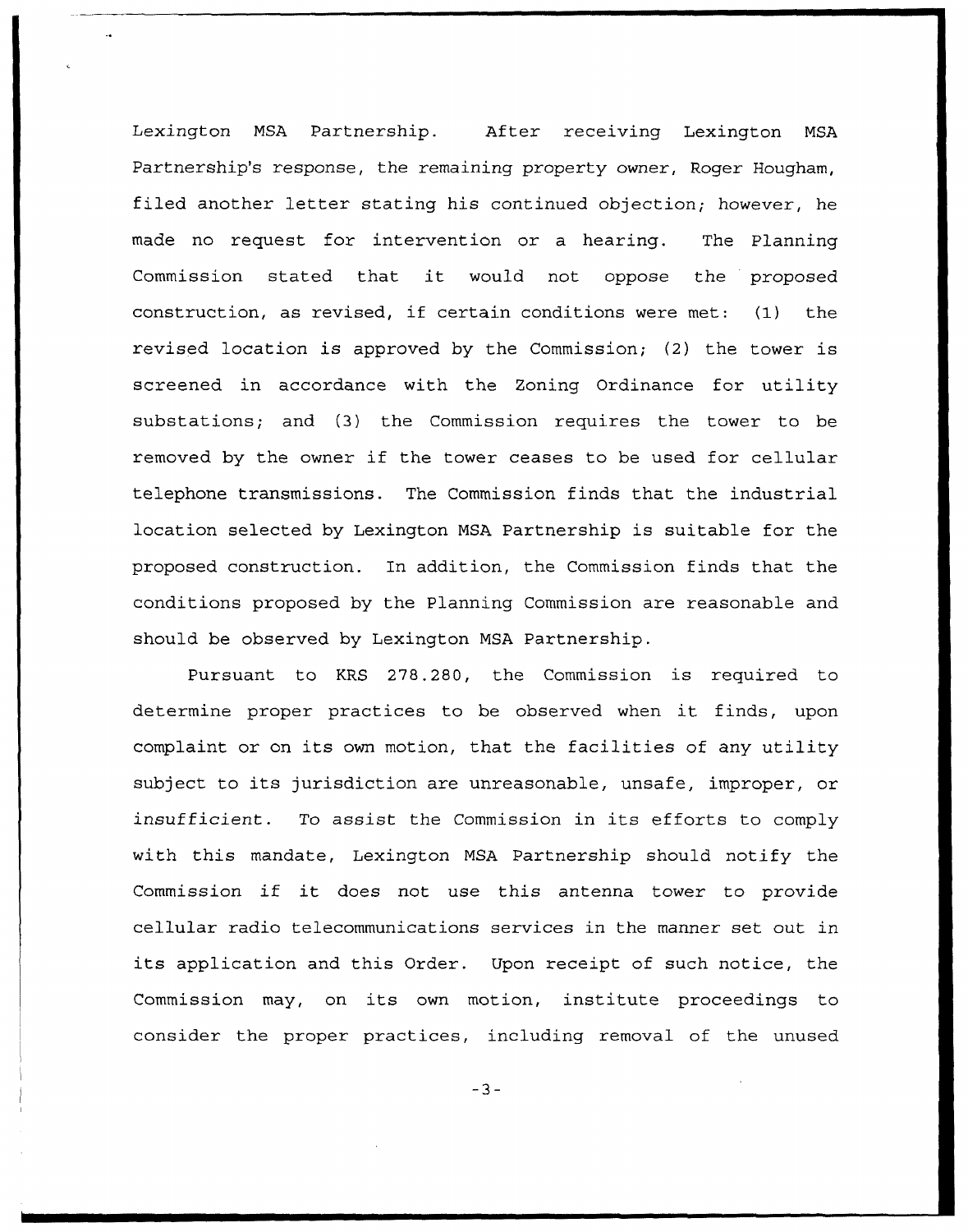Lexington MSA Partnership. After receiving Lexington MSA Partnership's response, the remaining property owner, Roger Hougham, filed another letter stating his continued objection; however, he made no request for intervention or a hearing. The Planning Commission stated that it would not oppose the proposed construction, as revised, if certain conditions were met: (1) the revised location is approved by the Commission; (2) the tower is screened in accordance with the Zoning Ordinance for utility substations; and (3) the Commission requires the tower to be removed by the owner if the tower ceases to be used for cellular telephone transmissions. The Commission finds that the industrial location selected by Lexington MSA Partnership is suitable for the proposed construction. In addition, the Commission finds that the conditions proposed by the Planning Commission are reasonable and should be observed by Lexington MSA Partnership.

Pursuant to KRS 278.280, the Commission is required to determine proper practices to be observed when it finds, upon complaint or on its own motion, that the facilities of any utility subject to its jurisdiction are unreasonable, unsafe, improper, or insufficient. To assist the Commission in its efforts to comply with this mandate, Lexington MSA Partnership should notify the Commission if it does not use this antenna tower to provide cellular radio telecommunications services in the manner set out in its application and this Order. Upon receipt of such notice, the Commission may, on its own motion, institute proceedings to consider the proper practices, including removal of the unused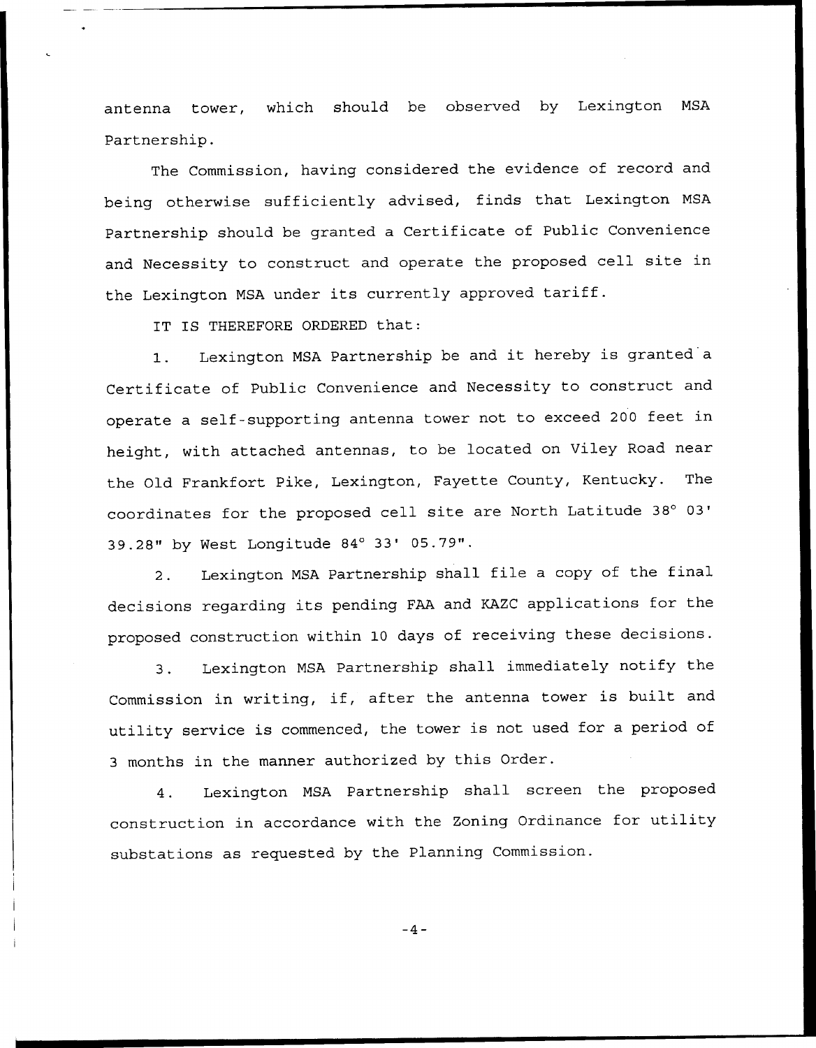antenna tower, which should be observed by Lexington MSA Partnership.

The Commission, having considered the evidence of record and being otherwise sufficiently advised, finds that Lexington MSA Partnership should be granted a Certificate of Public Convenience and Necessity to construct and operate the proposed cell site in the Lexington MSA under its currently approved tariff.

IT IS THEREFORE ORDERED that:

1. Lexington MSA Partnership be and it hereby is granted a Certificate of Public Convenience and Necessity to construct and operate a self-supporting antenna tower not to exceed 200 feet in height, with attached antennas, to be located on Viley Road near the Old Frankfort Pike, Lexington, Fayette County, Kentucky. The coordinates for the proposed cell site are North Latitude 38° 03' 39.28" by West Longitude 84° 33' 05.79".

2. Lexington MSA Partnership shall file a copy of the final decisions regarding its pending FAA and KAZC applications for the proposed construction within 10 days of receiving these decisions.

3. Lexington MSA Partnership shall immediately notify the Commission in writing, if, after the antenna tower is built and utility service is commenced, the tower is not used for a period of 3 months in the manner authorized by this Order.

4. Lexington MSA Partnership shall screen the proposed construction in accordance with the Zoning Ordinance for utility substations as requested by the Planning Commission.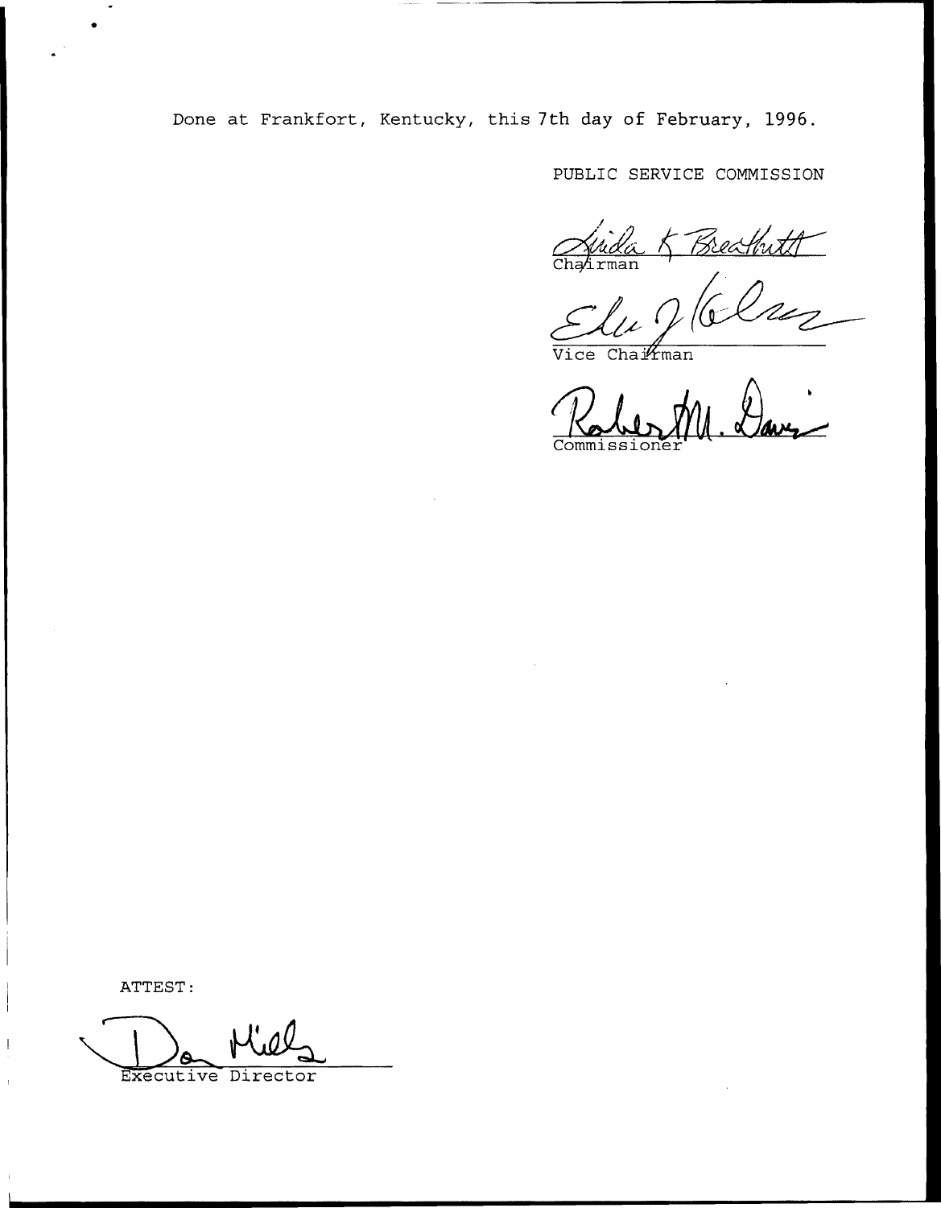Done at Frankfort, Kentucky, this 7th day of February, 1996.

PUBLIC SERVICE COMMISSION

Linda K Breathitt
Chairman

Vice Chairman

Robert M. Davis
Commissioner

ATTEST:

Don Mills
Executive Director